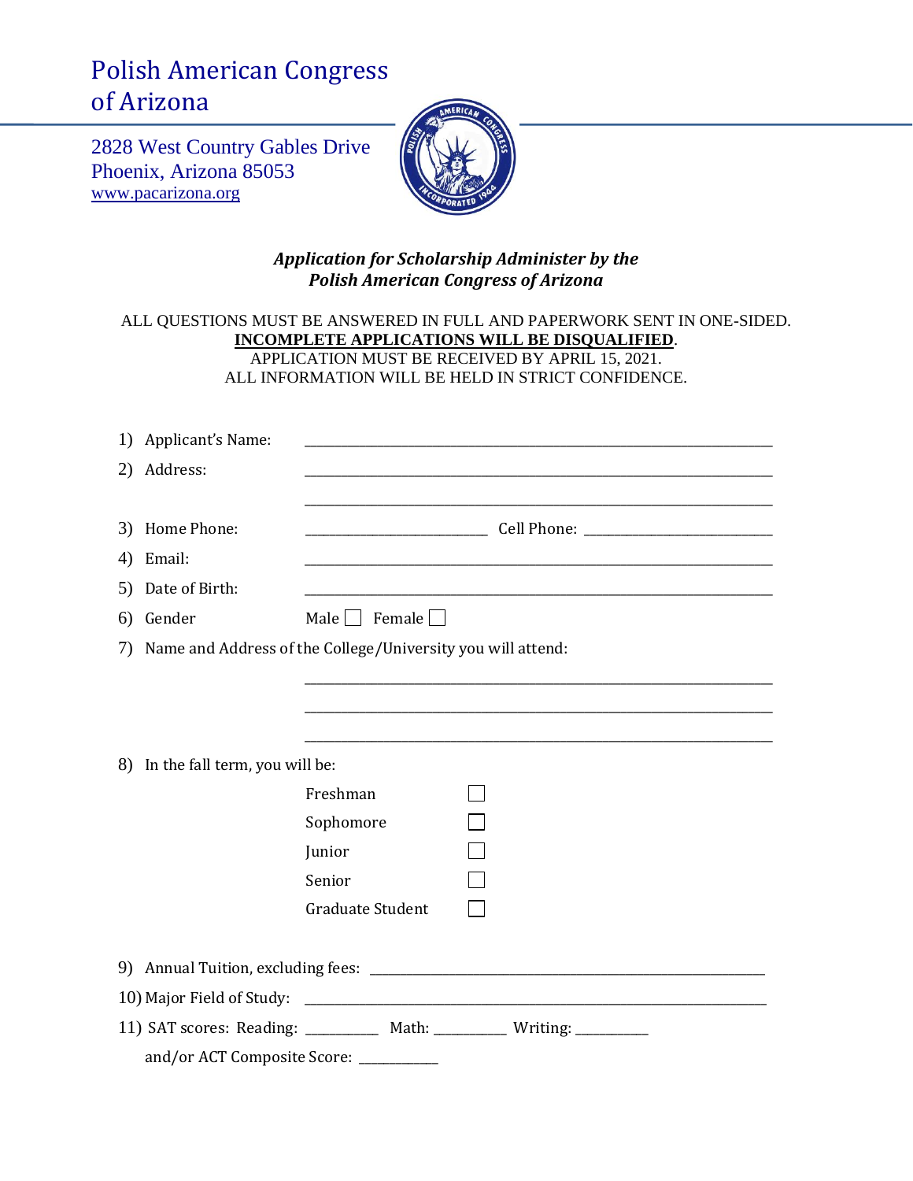# Polish American Congress of Arizona

2828 West Country Gables Drive
Phoenix, Arizona 85053
www.pacarizona.org

***Application for Scholarship Administer by the Polish American Congress of Arizona***

ALL QUESTIONS MUST BE ANSWERED IN FULL AND PAPERWORK SENT IN ONE-SIDED.
**INCOMPLETE APPLICATIONS WILL BE DISQUALIFIED**.
APPLICATION MUST BE RECEIVED BY APRIL 15, 2021.
ALL INFORMATION WILL BE HELD IN STRICT CONFIDENCE.

1) Applicant's Name: ______________________________________________

2) Address: ______________________________________________

______________________________________________

3) Home Phone: ____________________ Cell Phone: ____________________

4) Email: ______________________________________________

5) Date of Birth: ______________________________________________

6) Gender Male ☐ Female ☐

7) Name and Address of the College/University you will attend:

______________________________________________

______________________________________________

______________________________________________

8) In the fall term, you will be:

- Freshman ☐
- Sophomore ☐
- Junior ☐
- Senior ☐
- Graduate Student ☐

9) Annual Tuition, excluding fees: ______________________________________________

10) Major Field of Study: ______________________________________________

11) SAT scores: Reading: __________ Math: __________ Writing: __________

and/or ACT Composite Score: __________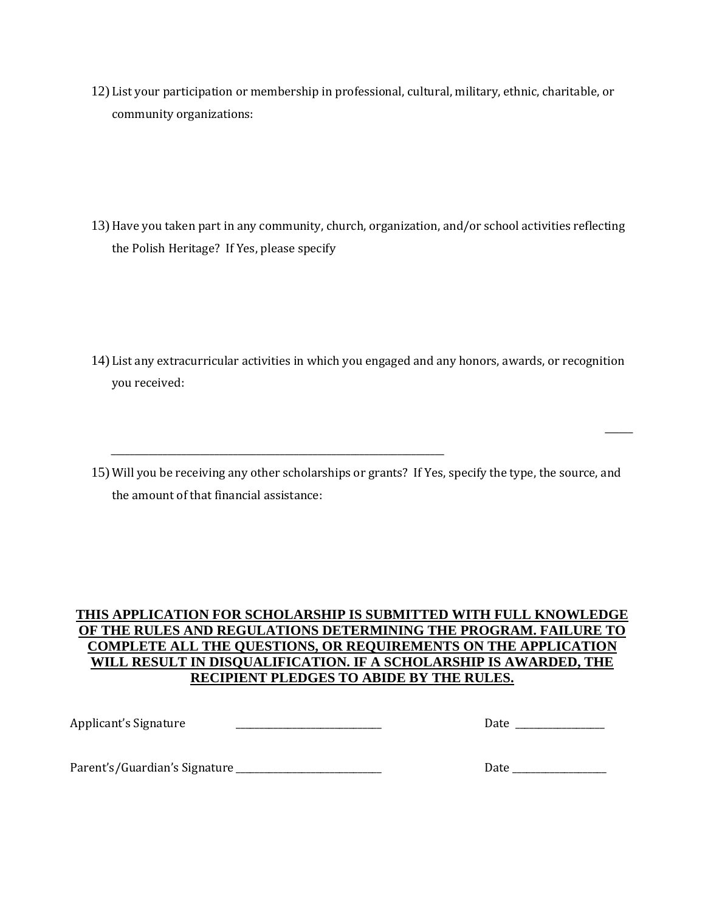12) List your participation or membership in professional, cultural, military, ethnic, charitable, or community organizations:

13) Have you taken part in any community, church, organization, and/or school activities reflecting the Polish Heritage? If Yes, please specify

14) List any extracurricular activities in which you engaged and any honors, awards, or recognition you received:

_____

______________________________________________________________________

15) Will you be receiving any other scholarships or grants? If Yes, specify the type, the source, and the amount of that financial assistance:

<u>**THIS APPLICATION FOR SCHOLARSHIP IS SUBMITTED WITH FULL KNOWLEDGE OF THE RULES AND REGULATIONS DETERMINING THE PROGRAM. FAILURE TO COMPLETE ALL THE QUESTIONS, OR REQUIREMENTS ON THE APPLICATION WILL RESULT IN DISQUALIFICATION. IF A SCHOLARSHIP IS AWARDED, THE RECIPIENT PLEDGES TO ABIDE BY THE RULES.**</u>

Applicant's Signature _______________________________ Date __________________

Parent's/Guardian's Signature _______________________________ Date ___________________